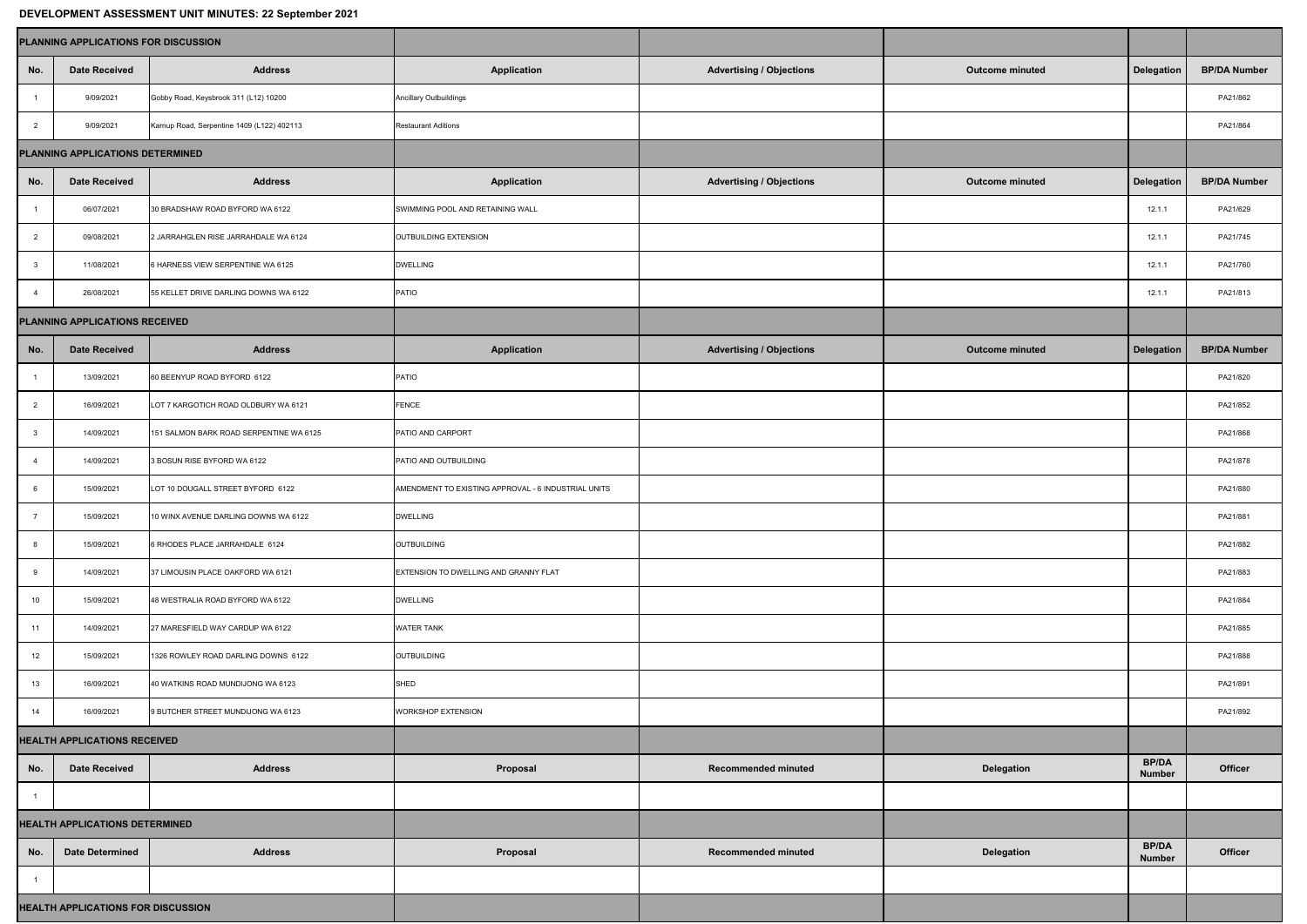**DEVELOPMENT ASSESSMENT UNIT MINUTES: 22 September 2021**

| PLANNING APPLICATIONS FOR DISCUSSION | | | | | | | |
|---|---|---|---|---|---|---|---|
| No. | Date Received | Address | Application | Advertising / Objections | Outcome minuted | Delegation | BP/DA Number |
| 1 | 9/09/2021 | Gobby Road, Keysbrook 311 (L12) 10200 | Ancillary Outbuildings | | | | PA21/862 |
| 2 | 9/09/2021 | Karnup Road, Serpentine 1409 (L122) 402113 | Restaurant Aditions | | | | PA21/864 |
| **PLANNING APPLICATIONS DETERMINED** | | | | | | | |
| No. | Date Received | Address | Application | Advertising / Objections | Outcome minuted | Delegation | BP/DA Number |
| 1 | 06/07/2021 | 30 BRADSHAW ROAD BYFORD WA 6122 | SWIMMING POOL AND RETAINING WALL | | | 12.1.1 | PA21/629 |
| 2 | 09/08/2021 | 2 JARRAHGLEN RISE JARRAHDALE WA 6124 | OUTBUILDING EXTENSION | | | 12.1.1 | PA21/745 |
| 3 | 11/08/2021 | 6 HARNESS VIEW SERPENTINE WA 6125 | DWELLING | | | 12.1.1 | PA21/760 |
| 4 | 26/08/2021 | 55 KELLET DRIVE DARLING DOWNS WA 6122 | PATIO | | | 12.1.1 | PA21/813 |
| **PLANNING APPLICATIONS RECEIVED** | | | | | | | |
| No. | Date Received | Address | Application | Advertising / Objections | Outcome minuted | Delegation | BP/DA Number |
| 1 | 13/09/2021 | 60 BEENYUP ROAD BYFORD 6122 | PATIO | | | | PA21/820 |
| 2 | 16/09/2021 | LOT 7 KARGOTICH ROAD OLDBURY WA 6121 | FENCE | | | | PA21/852 |
| 3 | 14/09/2021 | 151 SALMON BARK ROAD SERPENTINE WA 6125 | PATIO AND CARPORT | | | | PA21/868 |
| 4 | 14/09/2021 | 3 BOSUN RISE BYFORD WA 6122 | PATIO AND OUTBUILDING | | | | PA21/878 |
| 6 | 15/09/2021 | LOT 10 DOUGALL STREET BYFORD 6122 | AMENDMENT TO EXISTING APPROVAL - 6 INDUSTRIAL UNITS | | | | PA21/880 |
| 7 | 15/09/2021 | 10 WINX AVENUE DARLING DOWNS WA 6122 | DWELLING | | | | PA21/881 |
| 8 | 15/09/2021 | 6 RHODES PLACE JARRAHDALE 6124 | OUTBUILDING | | | | PA21/882 |
| 9 | 14/09/2021 | 37 LIMOUSIN PLACE OAKFORD WA 6121 | EXTENSION TO DWELLING AND GRANNY FLAT | | | | PA21/883 |
| 10 | 15/09/2021 | 48 WESTRALIA ROAD BYFORD WA 6122 | DWELLING | | | | PA21/884 |
| 11 | 14/09/2021 | 27 MARESFIELD WAY CARDUP WA 6122 | WATER TANK | | | | PA21/885 |
| 12 | 15/09/2021 | 1326 ROWLEY ROAD DARLING DOWNS 6122 | OUTBUILDING | | | | PA21/888 |
| 13 | 16/09/2021 | 40 WATKINS ROAD MUNDIJONG WA 6123 | SHED | | | | PA21/891 |
| 14 | 16/09/2021 | 9 BUTCHER STREET MUNDIJONG WA 6123 | WORKSHOP EXTENSION | | | | PA21/892 |
| **HEALTH APPLICATIONS RECEIVED** | | | | | | | |
| No. | Date Received | Address | Proposal | Recommended minuted | Delegation | BP/DA Number | Officer |
| 1 | | | | | | | |
| **HEALTH APPLICATIONS DETERMINED** | | | | | | | |
| No. | Date Determined | Address | Proposal | Recommended minuted | Delegation | BP/DA Number | Officer |
| 1 | | | | | | | |
| **HEALTH APPLICATIONS FOR DISCUSSION** | | | | | | | |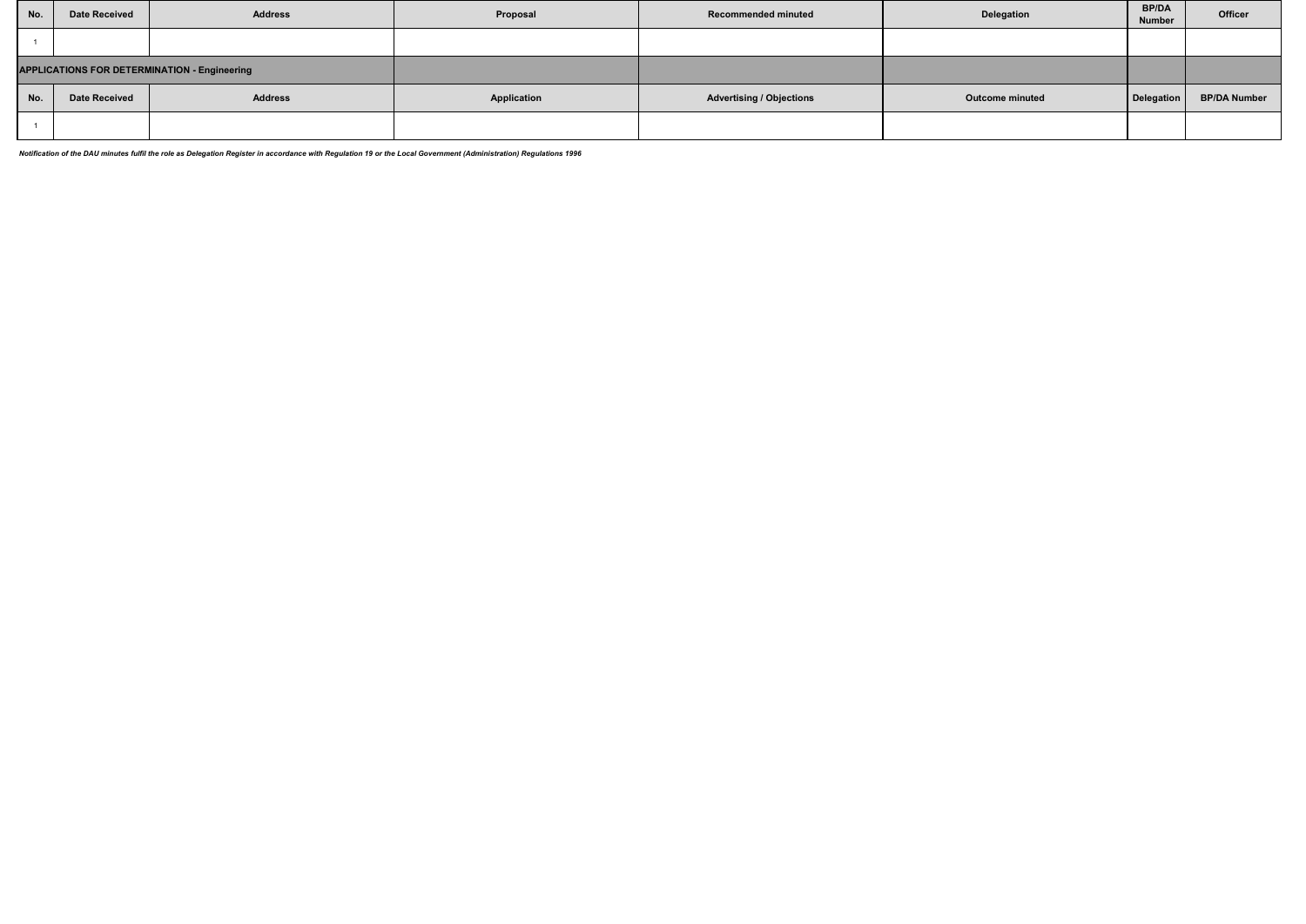| No. | Date Received | Address | Proposal | Recommended minuted | Delegation | BP/DA Number | Officer |
|---|---|---|---|---|---|---|---|
| 1 | | | | | | | |

**APPLICATIONS FOR DETERMINATION - Engineering**

| No. | Date Received | Address | Application | Advertising / Objections | Outcome minuted | Delegation | BP/DA Number |
|---|---|---|---|---|---|---|---|
| 1 | | | | | | | |

***Notification of the DAU minutes fulfil the role as Delegation Register in accordance with Regulation 19 or the Local Government (Administration) Regulations 1996***